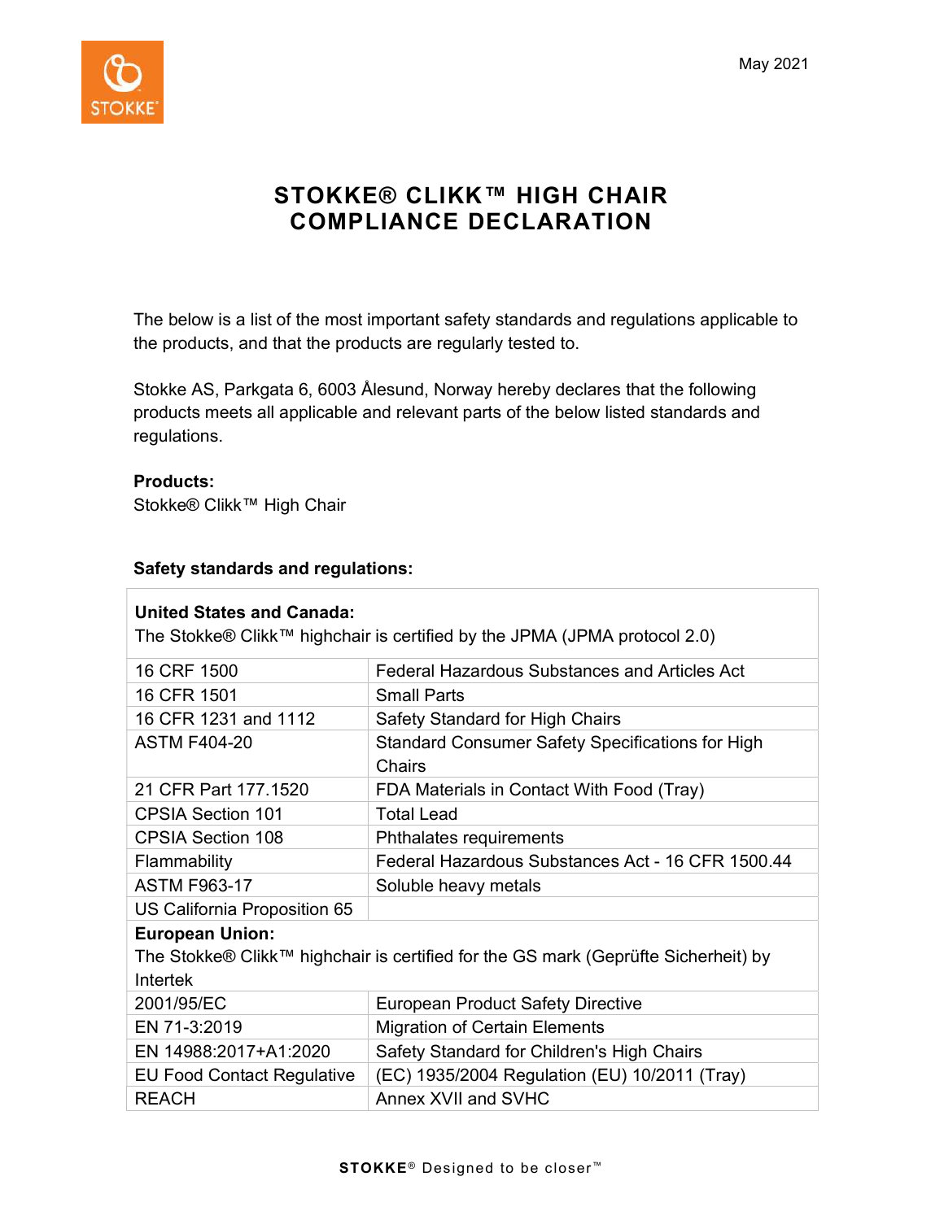May 2021

# STOKKE® CLIKK™ HIGH CHAIR COMPLIANCE DECLARATION

The below is a list of the most important safety standards and regulations applicable to the products, and that the products are regularly tested to.

Stokke AS, Parkgata 6, 6003 Ålesund, Norway hereby declares that the following products meets all applicable and relevant parts of the below listed standards and regulations.

**Products:**
Stokke® Clikk™ High Chair

**Safety standards and regulations:**

| **United States and Canada:** The Stokke® Clikk™ highchair is certified by the JPMA (JPMA protocol 2.0) | |
|---|---|
| 16 CRF 1500 | Federal Hazardous Substances and Articles Act |
| 16 CFR 1501 | Small Parts |
| 16 CFR 1231 and 1112 | Safety Standard for High Chairs |
| ASTM F404-20 | Standard Consumer Safety Specifications for High Chairs |
| 21 CFR Part 177.1520 | FDA Materials in Contact With Food (Tray) |
| CPSIA Section 101 | Total Lead |
| CPSIA Section 108 | Phthalates requirements |
| Flammability | Federal Hazardous Substances Act - 16 CFR 1500.44 |
| ASTM F963-17 | Soluble heavy metals |
| US California Proposition 65 | |
| **European Union:** The Stokke® Clikk™ highchair is certified for the GS mark (Geprüfte Sicherheit) by Intertek | |
| 2001/95/EC | European Product Safety Directive |
| EN 71-3:2019 | Migration of Certain Elements |
| EN 14988:2017+A1:2020 | Safety Standard for Children's High Chairs |
| EU Food Contact Regulative | (EC) 1935/2004 Regulation (EU) 10/2011 (Tray) |
| REACH | Annex XVII and SVHC |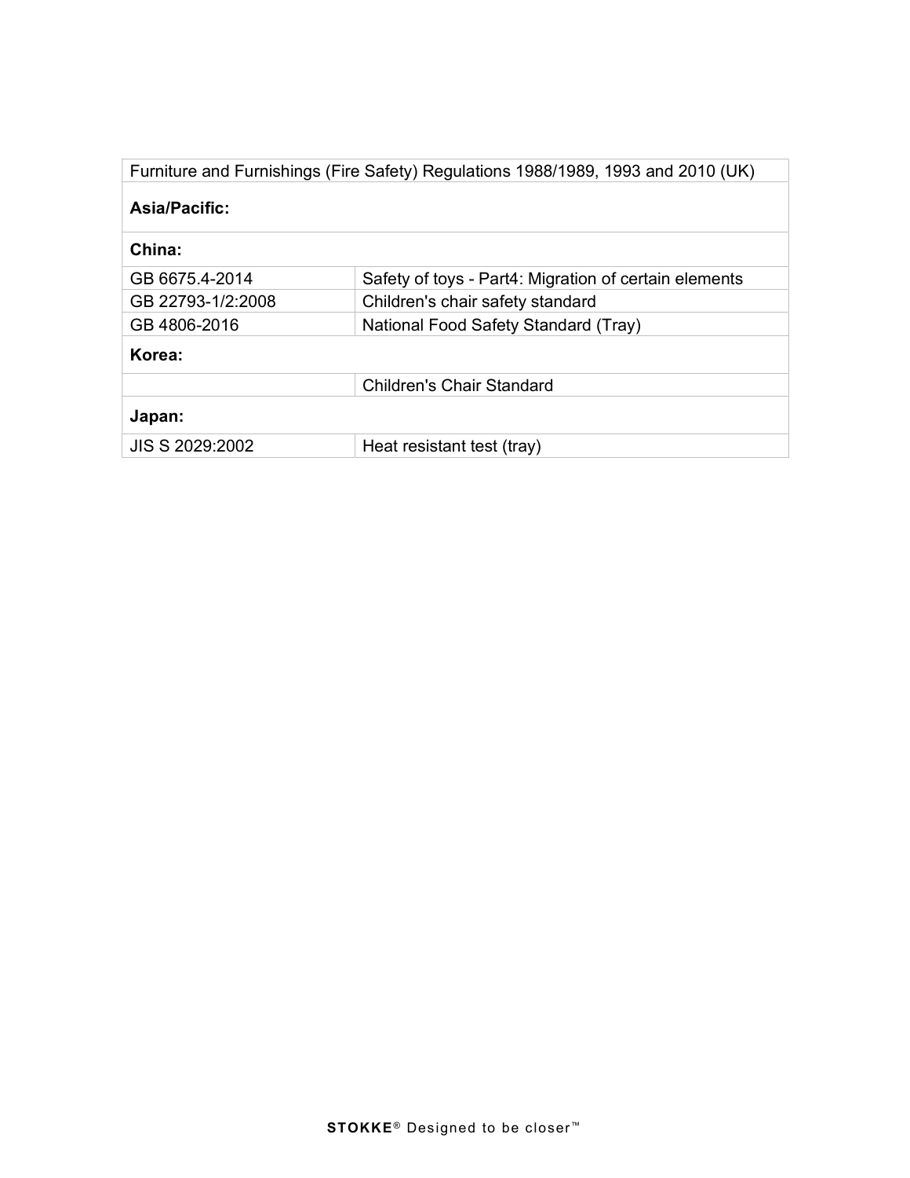| | |
|---|---|
| Furniture and Furnishings (Fire Safety) Regulations 1988/1989, 1993 and 2010 (UK) | |
| **Asia/Pacific:** | |
| **China:** | |
| GB 6675.4-2014 | Safety of toys - Part4: Migration of certain elements |
| GB 22793-1/2:2008 | Children's chair safety standard |
| GB 4806-2016 | National Food Safety Standard (Tray) |
| **Korea:** | |
| | Children's Chair Standard |
| **Japan:** | |
| JIS S 2029:2002 | Heat resistant test (tray) |